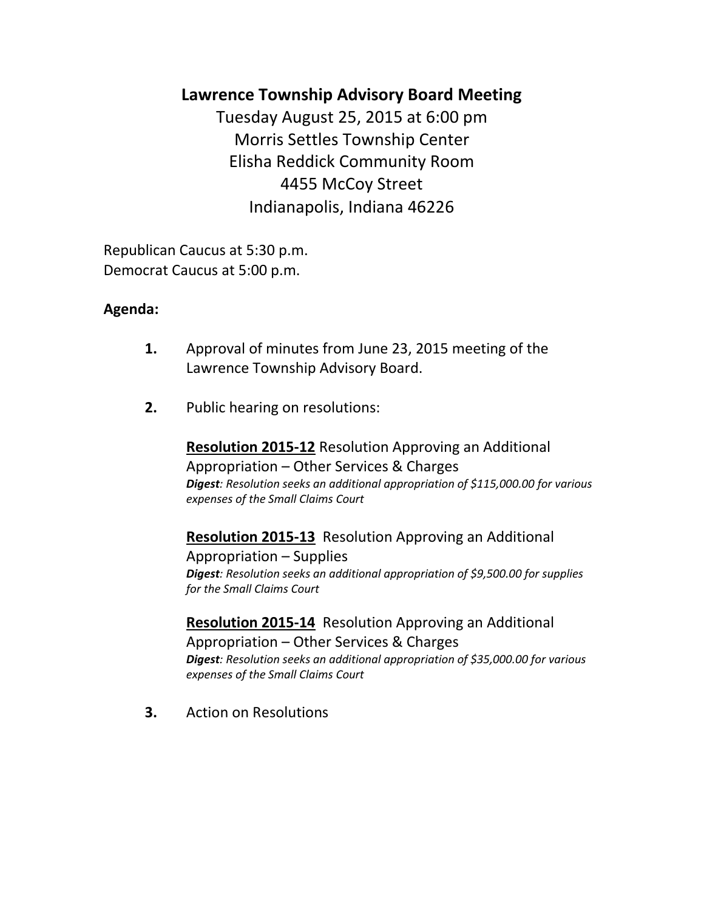# Lawrence Township Advisory Board Meeting

Tuesday August 25, 2015 at 6:00 pm
Morris Settles Township Center
Elisha Reddick Community Room
4455 McCoy Street
Indianapolis, Indiana 46226

Republican Caucus at 5:30 p.m.
Democrat Caucus at 5:00 p.m.

**Agenda:**

**1.** Approval of minutes from June 23, 2015 meeting of the Lawrence Township Advisory Board.

**2.** Public hearing on resolutions:

**Resolution 2015-12** Resolution Approving an Additional Appropriation – Other Services & Charges
***Digest**: Resolution seeks an additional appropriation of $115,000.00 for various expenses of the Small Claims Court*

**Resolution 2015-13** Resolution Approving an Additional Appropriation – Supplies
***Digest**: Resolution seeks an additional appropriation of $9,500.00 for supplies for the Small Claims Court*

**Resolution 2015-14** Resolution Approving an Additional Appropriation – Other Services & Charges
***Digest**: Resolution seeks an additional appropriation of $35,000.00 for various expenses of the Small Claims Court*

**3.** Action on Resolutions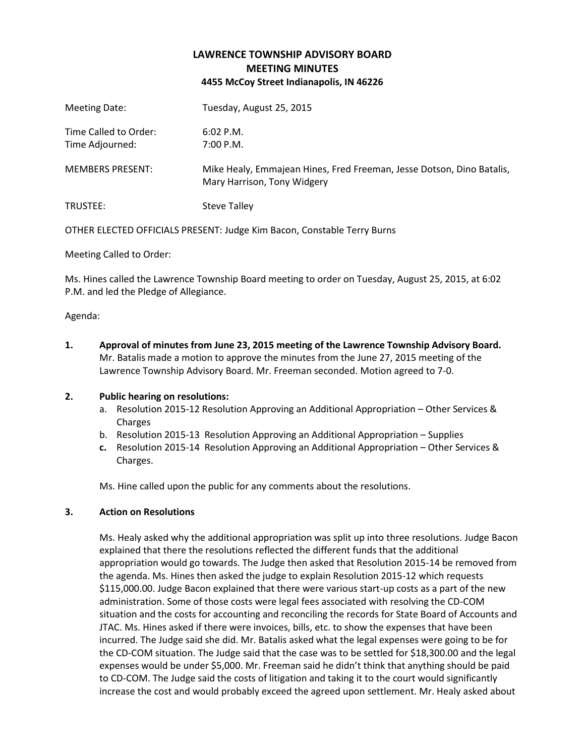# LAWRENCE TOWNSHIP ADVISORY BOARD
## MEETING MINUTES
### 4455 McCoy Street Indianapolis, IN 46226

Meeting Date: Tuesday, August 25, 2015

Time Called to Order: 6:02 P.M.
Time Adjourned: 7:00 P.M.

MEMBERS PRESENT: Mike Healy, Emmajean Hines, Fred Freeman, Jesse Dotson, Dino Batalis, Mary Harrison, Tony Widgery

TRUSTEE: Steve Talley

OTHER ELECTED OFFICIALS PRESENT: Judge Kim Bacon, Constable Terry Burns

Meeting Called to Order:

Ms. Hines called the Lawrence Township Board meeting to order on Tuesday, August 25, 2015, at 6:02 P.M. and led the Pledge of Allegiance.

Agenda:

**1. Approval of minutes from June 23, 2015 meeting of the Lawrence Township Advisory Board.** Mr. Batalis made a motion to approve the minutes from the June 27, 2015 meeting of the Lawrence Township Advisory Board. Mr. Freeman seconded. Motion agreed to 7-0.

**2. Public hearing on resolutions:**

a. Resolution 2015-12 Resolution Approving an Additional Appropriation – Other Services & Charges
b. Resolution 2015-13 Resolution Approving an Additional Appropriation – Supplies
c. Resolution 2015-14 Resolution Approving an Additional Appropriation – Other Services & Charges.

Ms. Hine called upon the public for any comments about the resolutions.

**3. Action on Resolutions**

Ms. Healy asked why the additional appropriation was split up into three resolutions. Judge Bacon explained that there the resolutions reflected the different funds that the additional appropriation would go towards. The Judge then asked that Resolution 2015-14 be removed from the agenda. Ms. Hines then asked the judge to explain Resolution 2015-12 which requests $115,000.00. Judge Bacon explained that there were various start-up costs as a part of the new administration. Some of those costs were legal fees associated with resolving the CD-COM situation and the costs for accounting and reconciling the records for State Board of Accounts and JTAC. Ms. Hines asked if there were invoices, bills, etc. to show the expenses that have been incurred. The Judge said she did. Mr. Batalis asked what the legal expenses were going to be for the CD-COM situation. The Judge said that the case was to be settled for $18,300.00 and the legal expenses would be under $5,000. Mr. Freeman said he didn't think that anything should be paid to CD-COM. The Judge said the costs of litigation and taking it to the court would significantly increase the cost and would probably exceed the agreed upon settlement. Mr. Healy asked about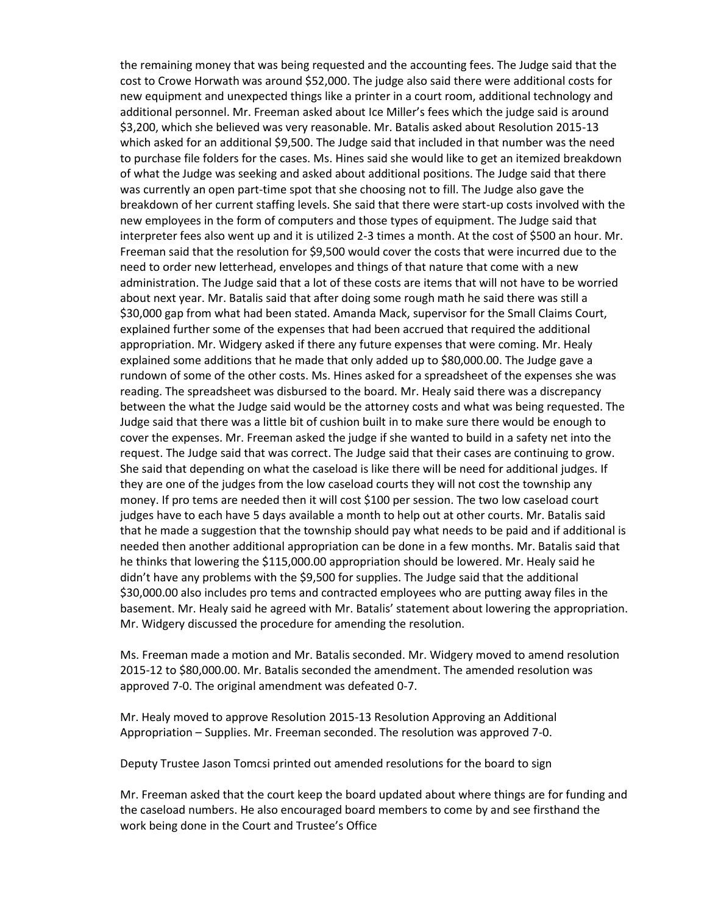the remaining money that was being requested and the accounting fees. The Judge said that the cost to Crowe Horwath was around $52,000. The judge also said there were additional costs for new equipment and unexpected things like a printer in a court room, additional technology and additional personnel. Mr. Freeman asked about Ice Miller's fees which the judge said is around $3,200, which she believed was very reasonable. Mr. Batalis asked about Resolution 2015-13 which asked for an additional $9,500. The Judge said that included in that number was the need to purchase file folders for the cases. Ms. Hines said she would like to get an itemized breakdown of what the Judge was seeking and asked about additional positions. The Judge said that there was currently an open part-time spot that she choosing not to fill. The Judge also gave the breakdown of her current staffing levels. She said that there were start-up costs involved with the new employees in the form of computers and those types of equipment. The Judge said that interpreter fees also went up and it is utilized 2-3 times a month. At the cost of $500 an hour. Mr. Freeman said that the resolution for $9,500 would cover the costs that were incurred due to the need to order new letterhead, envelopes and things of that nature that come with a new administration. The Judge said that a lot of these costs are items that will not have to be worried about next year. Mr. Batalis said that after doing some rough math he said there was still a $30,000 gap from what had been stated. Amanda Mack, supervisor for the Small Claims Court, explained further some of the expenses that had been accrued that required the additional appropriation. Mr. Widgery asked if there any future expenses that were coming. Mr. Healy explained some additions that he made that only added up to $80,000.00. The Judge gave a rundown of some of the other costs. Ms. Hines asked for a spreadsheet of the expenses she was reading. The spreadsheet was disbursed to the board. Mr. Healy said there was a discrepancy between the what the Judge said would be the attorney costs and what was being requested. The Judge said that there was a little bit of cushion built in to make sure there would be enough to cover the expenses. Mr. Freeman asked the judge if she wanted to build in a safety net into the request. The Judge said that was correct. The Judge said that their cases are continuing to grow. She said that depending on what the caseload is like there will be need for additional judges. If they are one of the judges from the low caseload courts they will not cost the township any money. If pro tems are needed then it will cost $100 per session. The two low caseload court judges have to each have 5 days available a month to help out at other courts. Mr. Batalis said that he made a suggestion that the township should pay what needs to be paid and if additional is needed then another additional appropriation can be done in a few months. Mr. Batalis said that he thinks that lowering the $115,000.00 appropriation should be lowered. Mr. Healy said he didn't have any problems with the $9,500 for supplies. The Judge said that the additional $30,000.00 also includes pro tems and contracted employees who are putting away files in the basement. Mr. Healy said he agreed with Mr. Batalis' statement about lowering the appropriation. Mr. Widgery discussed the procedure for amending the resolution.

Ms. Freeman made a motion and Mr. Batalis seconded. Mr. Widgery moved to amend resolution 2015-12 to $80,000.00. Mr. Batalis seconded the amendment. The amended resolution was approved 7-0. The original amendment was defeated 0-7.

Mr. Healy moved to approve Resolution 2015-13 Resolution Approving an Additional Appropriation – Supplies. Mr. Freeman seconded. The resolution was approved 7-0.

Deputy Trustee Jason Tomcsi printed out amended resolutions for the board to sign

Mr. Freeman asked that the court keep the board updated about where things are for funding and the caseload numbers. He also encouraged board members to come by and see firsthand the work being done in the Court and Trustee's Office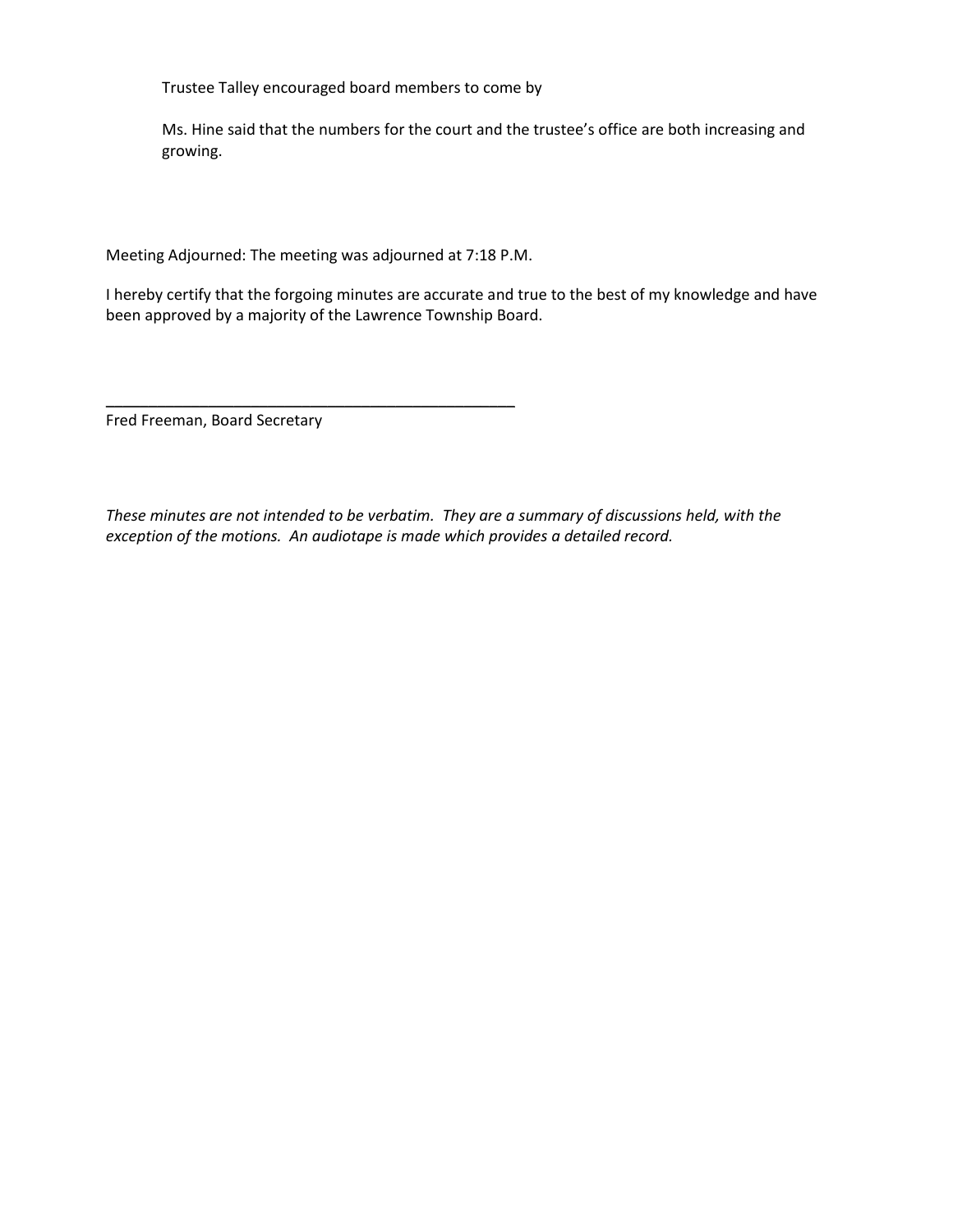Trustee Talley encouraged board members to come by

Ms. Hine said that the numbers for the court and the trustee's office are both increasing and growing.

Meeting Adjourned: The meeting was adjourned at 7:18 P.M.

I hereby certify that the forgoing minutes are accurate and true to the best of my knowledge and have been approved by a majority of the Lawrence Township Board.

\_\_\_\_\_\_\_\_\_\_\_\_\_\_\_\_\_\_\_\_\_\_\_\_\_\_\_\_\_\_\_\_\_\_\_\_\_\_\_\_\_\_\_\_

Fred Freeman, Board Secretary

*These minutes are not intended to be verbatim. They are a summary of discussions held, with the exception of the motions. An audiotape is made which provides a detailed record.*